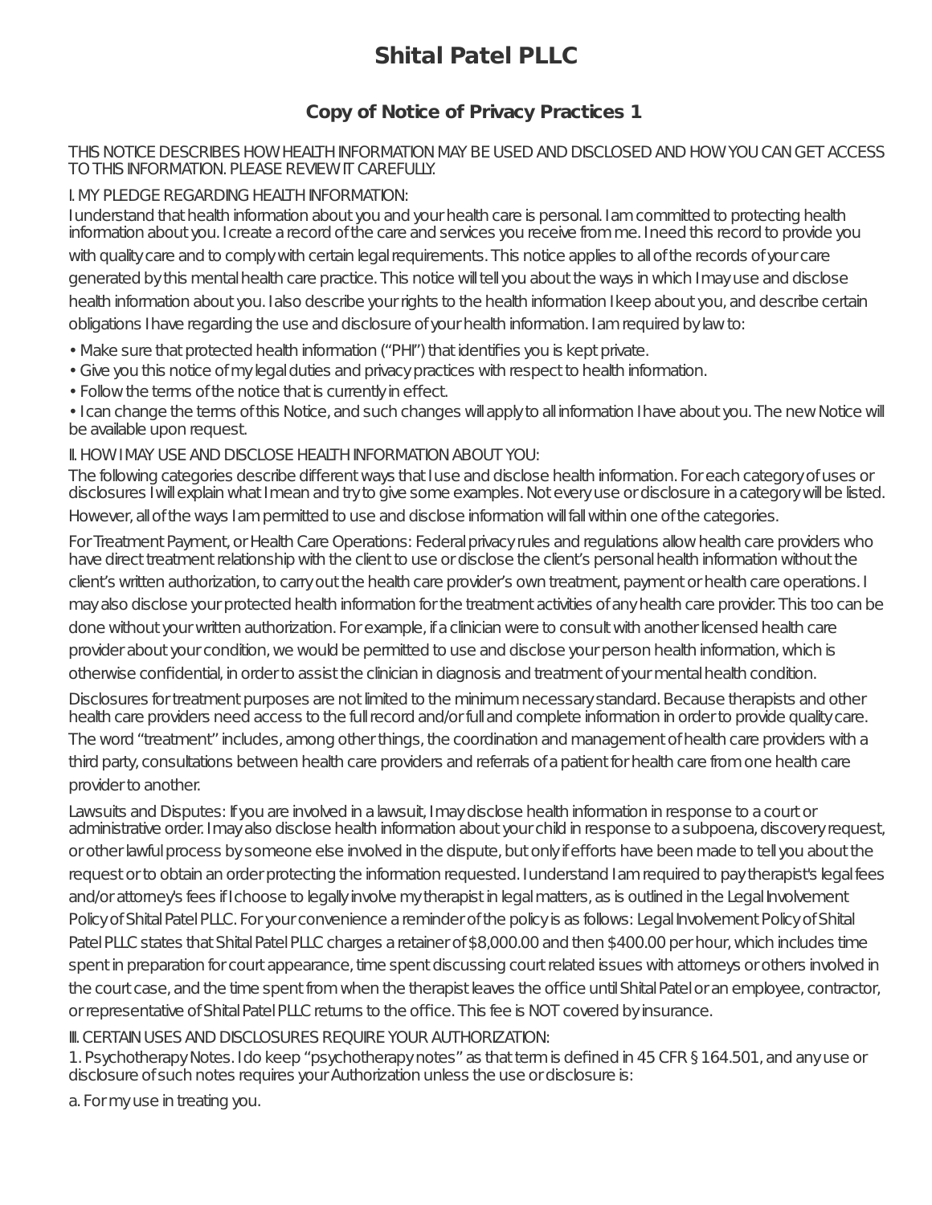# Shital Patel PLLC

## Copy of Notice of Privacy Practices 1

THIS NOTICE DESCRIBES HOW HEALTH INFORMATION MAY BE USED AND DISCLOSED AND HOW YOU CAN GET ACCESS TO THIS INFORMATION. PLEASE REVIEW IT CAREFULLY.

I. MY PLEDGE REGARDING HEALTH INFORMATION:

I understand that health information about you and your health care is personal. I am committed to protecting health information about you. I create a record of the care and services you receive from me. I need this record to provide you with quality care and to comply with certain legal requirements. This notice applies to all of the records of your care generated by this mental health care practice. This notice will tell you about the ways in which I may use and disclose health information about you. I also describe your rights to the health information I keep about you, and describe certain obligations I have regarding the use and disclosure of your health information. I am required by law to:

- Make sure that protected health information ("PHI") that identifies you is kept private.
- Give you this notice of my legal duties and privacy practices with respect to health information.
- Follow the terms of the notice that is currently in effect.
- I can change the terms of this Notice, and such changes will apply to all information I have about you. The new Notice will be available upon request.

II. HOW I MAY USE AND DISCLOSE HEALTH INFORMATION ABOUT YOU:

The following categories describe different ways that I use and disclose health information. For each category of uses or disclosures I will explain what I mean and try to give some examples. Not every use or disclosure in a category will be listed. However, all of the ways I am permitted to use and disclose information will fall within one of the categories.

For Treatment Payment, or Health Care Operations: Federal privacy rules and regulations allow health care providers who have direct treatment relationship with the client to use or disclose the client's personal health information without the client's written authorization, to carry out the health care provider's own treatment, payment or health care operations. I may also disclose your protected health information for the treatment activities of any health care provider. This too can be done without your written authorization. For example, if a clinician were to consult with another licensed health care provider about your condition, we would be permitted to use and disclose your person health information, which is otherwise confidential, in order to assist the clinician in diagnosis and treatment of your mental health condition.

Disclosures for treatment purposes are not limited to the minimum necessary standard. Because therapists and other health care providers need access to the full record and/or full and complete information in order to provide quality care. The word "treatment" includes, among other things, the coordination and management of health care providers with a third party, consultations between health care providers and referrals of a patient for health care from one health care provider to another.

Lawsuits and Disputes: If you are involved in a lawsuit, I may disclose health information in response to a court or administrative order. I may also disclose health information about your child in response to a subpoena, discovery request, or other lawful process by someone else involved in the dispute, but only if efforts have been made to tell you about the request or to obtain an order protecting the information requested. I understand I am required to pay therapist's legal fees and/or attorney's fees if I choose to legally involve my therapist in legal matters, as is outlined in the Legal Involvement Policy of Shital Patel PLLC. For your convenience a reminder of the policy is as follows: Legal Involvement Policy of Shital Patel PLLC states that Shital Patel PLLC charges a retainer of $8,000.00 and then $400.00 per hour, which includes time spent in preparation for court appearance, time spent discussing court related issues with attorneys or others involved in the court case, and the time spent from when the therapist leaves the office until Shital Patel or an employee, contractor, or representative of Shital Patel PLLC returns to the office. This fee is NOT covered by insurance.

III. CERTAIN USES AND DISCLOSURES REQUIRE YOUR AUTHORIZATION:

1. Psychotherapy Notes. I do keep "psychotherapy notes" as that term is defined in 45 CFR § 164.501, and any use or disclosure of such notes requires your Authorization unless the use or disclosure is:

a. For my use in treating you.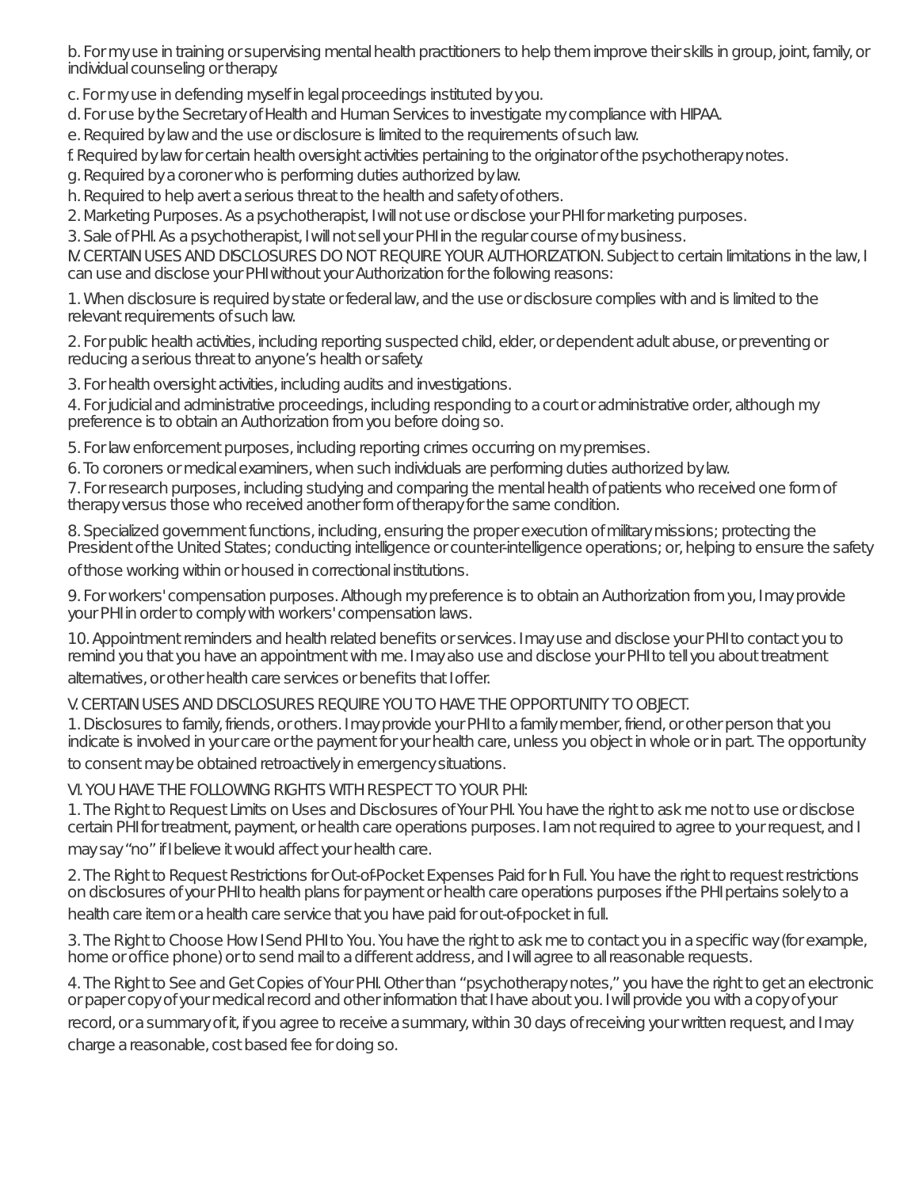b. For my use in training or supervising mental health practitioners to help them improve their skills in group, joint, family, or individual counseling or therapy.

c. For my use in defending myself in legal proceedings instituted by you.

d. For use by the Secretary of Health and Human Services to investigate my compliance with HIPAA.

e. Required by law and the use or disclosure is limited to the requirements of such law.

f. Required by law for certain health oversight activities pertaining to the originator of the psychotherapy notes.

g. Required by a coroner who is performing duties authorized by law.

h. Required to help avert a serious threat to the health and safety of others.

2. Marketing Purposes. As a psychotherapist, I will not use or disclose your PHI for marketing purposes.

3. Sale of PHI. As a psychotherapist, I will not sell your PHI in the regular course of my business.

IV. CERTAIN USES AND DISCLOSURES DO NOT REQUIRE YOUR AUTHORIZATION. Subject to certain limitations in the law, I can use and disclose your PHI without your Authorization for the following reasons:

1. When disclosure is required by state or federal law, and the use or disclosure complies with and is limited to the relevant requirements of such law.

2. For public health activities, including reporting suspected child, elder, or dependent adult abuse, or preventing or reducing a serious threat to anyone's health or safety.

3. For health oversight activities, including audits and investigations.

4. For judicial and administrative proceedings, including responding to a court or administrative order, although my preference is to obtain an Authorization from you before doing so.

5. For law enforcement purposes, including reporting crimes occurring on my premises.

6. To coroners or medical examiners, when such individuals are performing duties authorized by law.

7. For research purposes, including studying and comparing the mental health of patients who received one form of therapy versus those who received another form of therapy for the same condition.

8. Specialized government functions, including, ensuring the proper execution of military missions; protecting the President of the United States; conducting intelligence or counter-intelligence operations; or, helping to ensure the safety of those working within or housed in correctional institutions.

9. For workers' compensation purposes. Although my preference is to obtain an Authorization from you, I may provide your PHI in order to comply with workers' compensation laws.

10. Appointment reminders and health related benefits or services. I may use and disclose your PHI to contact you to remind you that you have an appointment with me. I may also use and disclose your PHI to tell you about treatment alternatives, or other health care services or benefits that I offer.

V. CERTAIN USES AND DISCLOSURES REQUIRE YOU TO HAVE THE OPPORTUNITY TO OBJECT.

1. Disclosures to family, friends, or others. I may provide your PHI to a family member, friend, or other person that you indicate is involved in your care or the payment for your health care, unless you object in whole or in part. The opportunity to consent may be obtained retroactively in emergency situations.

VI. YOU HAVE THE FOLLOWING RIGHTS WITH RESPECT TO YOUR PHI:

1. The Right to Request Limits on Uses and Disclosures of Your PHI. You have the right to ask me not to use or disclose certain PHI for treatment, payment, or health care operations purposes. I am not required to agree to your request, and I may say "no" if I believe it would affect your health care.

2. The Right to Request Restrictions for Out-of-Pocket Expenses Paid for In Full. You have the right to request restrictions on disclosures of your PHI to health plans for payment or health care operations purposes if the PHI pertains solely to a health care item or a health care service that you have paid for out-of-pocket in full.

3. The Right to Choose How I Send PHI to You. You have the right to ask me to contact you in a specific way (for example, home or office phone) or to send mail to a different address, and I will agree to all reasonable requests.

4. The Right to See and Get Copies of Your PHI. Other than "psychotherapy notes," you have the right to get an electronic or paper copy of your medical record and other information that I have about you. I will provide you with a copy of your record, or a summary of it, if you agree to receive a summary, within 30 days of receiving your written request, and I may charge a reasonable, cost based fee for doing so.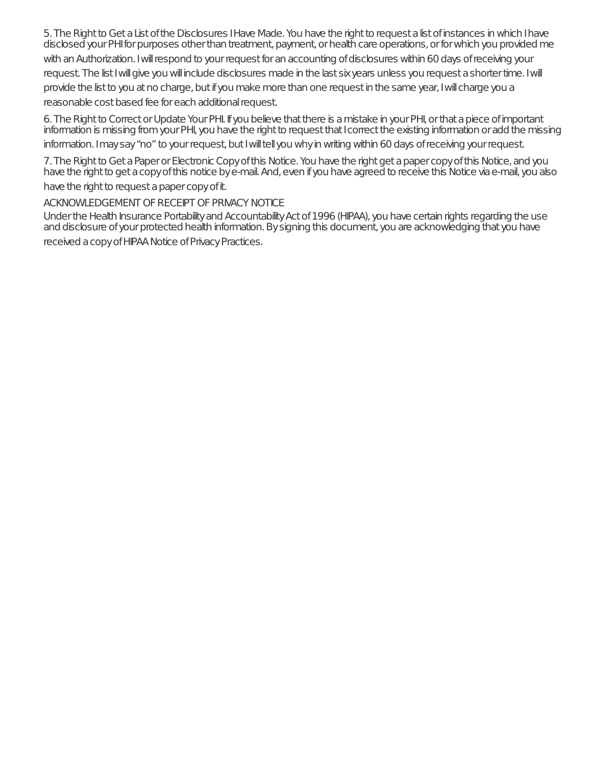5. The Right to Get a List of the Disclosures I Have Made. You have the right to request a list of instances in which I have disclosed your PHI for purposes other than treatment, payment, or health care operations, or for which you provided me with an Authorization. I will respond to your request for an accounting of disclosures within 60 days of receiving your request. The list I will give you will include disclosures made in the last six years unless you request a shorter time. I will provide the list to you at no charge, but if you make more than one request in the same year, I will charge you a reasonable cost based fee for each additional request.

6. The Right to Correct or Update Your PHI. If you believe that there is a mistake in your PHI, or that a piece of important information is missing from your PHI, you have the right to request that I correct the existing information or add the missing information. I may say "no" to your request, but I will tell you why in writing within 60 days of receiving your request.

7. The Right to Get a Paper or Electronic Copy of this Notice. You have the right get a paper copy of this Notice, and you have the right to get a copy of this notice by e-mail. And, even if you have agreed to receive this Notice via e-mail, you also have the right to request a paper copy of it.

ACKNOWLEDGEMENT OF RECEIPT OF PRIVACY NOTICE

Under the Health Insurance Portability and Accountability Act of 1996 (HIPAA), you have certain rights regarding the use and disclosure of your protected health information. By signing this document, you are acknowledging that you have received a copy of HIPAA Notice of Privacy Practices.